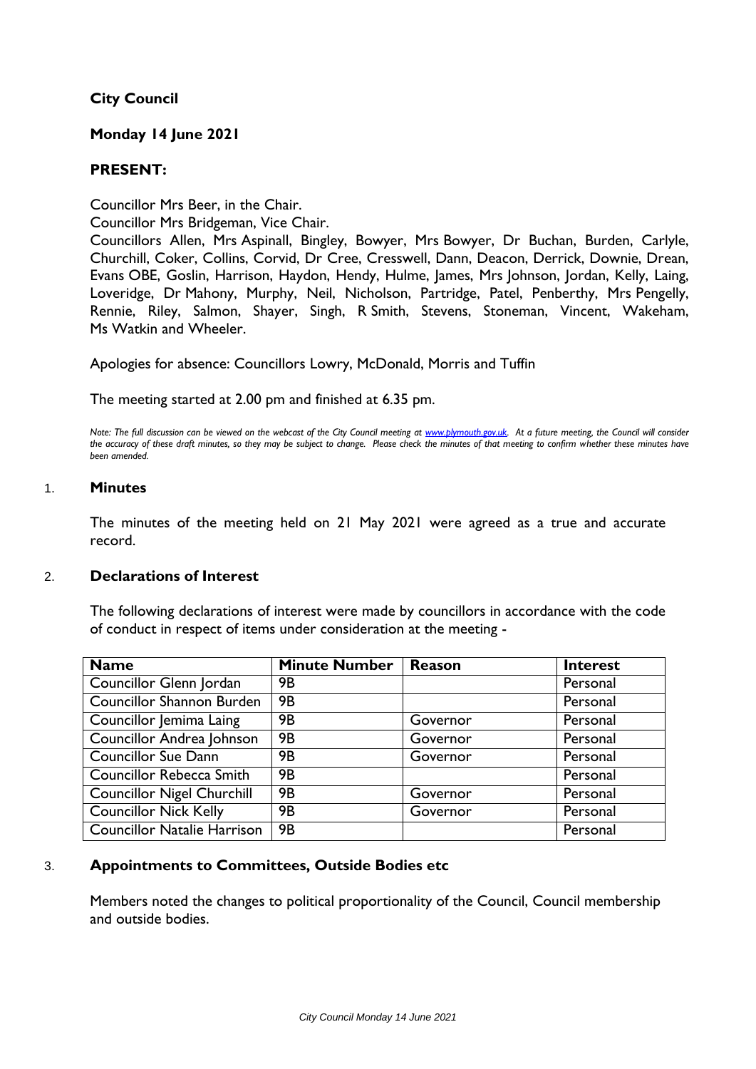**City Council**

**Monday 14 June 2021**

**PRESENT:**

Councillor Mrs Beer, in the Chair.

Councillor Mrs Bridgeman, Vice Chair.

Councillors Allen, Mrs Aspinall, Bingley, Bowyer, Mrs Bowyer, Dr Buchan, Burden, Carlyle, Churchill, Coker, Collins, Corvid, Dr Cree, Cresswell, Dann, Deacon, Derrick, Downie, Drean, Evans OBE, Goslin, Harrison, Haydon, Hendy, Hulme, James, Mrs Johnson, Jordan, Kelly, Laing, Loveridge, Dr Mahony, Murphy, Neil, Nicholson, Partridge, Patel, Penberthy, Mrs Pengelly, Rennie, Riley, Salmon, Shayer, Singh, R Smith, Stevens, Stoneman, Vincent, Wakeham, Ms Watkin and Wheeler.

Apologies for absence: Councillors Lowry, McDonald, Morris and Tuffin

The meeting started at 2.00 pm and finished at 6.35 pm.

*Note: The full discussion can be viewed on the webcast of the City Council meeting at www.plymouth.gov.uk. At a future meeting, the Council will consider the accuracy of these draft minutes, so they may be subject to change. Please check the minutes of that meeting to confirm whether these minutes have been amended.*

## 1. Minutes

The minutes of the meeting held on 21 May 2021 were agreed as a true and accurate record.

## 2. Declarations of Interest

The following declarations of interest were made by councillors in accordance with the code of conduct in respect of items under consideration at the meeting -

| Name | Minute Number | Reason | Interest |
|---|---|---|---|
| Councillor Glenn Jordan | 9B | | Personal |
| Councillor Shannon Burden | 9B | | Personal |
| Councillor Jemima Laing | 9B | Governor | Personal |
| Councillor Andrea Johnson | 9B | Governor | Personal |
| Councillor Sue Dann | 9B | Governor | Personal |
| Councillor Rebecca Smith | 9B | | Personal |
| Councillor Nigel Churchill | 9B | Governor | Personal |
| Councillor Nick Kelly | 9B | Governor | Personal |
| Councillor Natalie Harrison | 9B | | Personal |

## 3. Appointments to Committees, Outside Bodies etc

Members noted the changes to political proportionality of the Council, Council membership and outside bodies.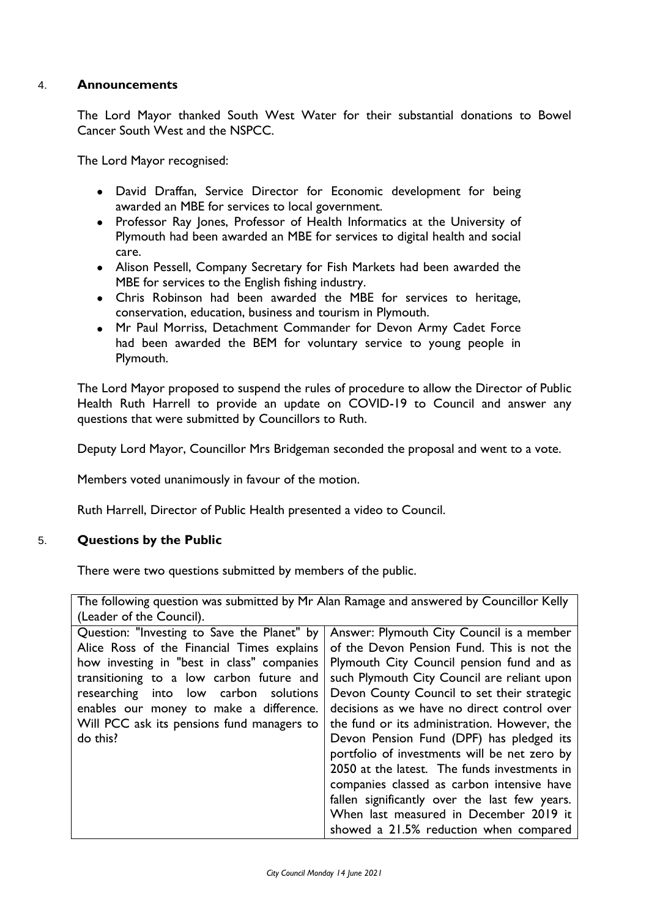## 4. Announcements

The Lord Mayor thanked South West Water for their substantial donations to Bowel Cancer South West and the NSPCC.

The Lord Mayor recognised:

- David Draffan, Service Director for Economic development for being awarded an MBE for services to local government.
- Professor Ray Jones, Professor of Health Informatics at the University of Plymouth had been awarded an MBE for services to digital health and social care.
- Alison Pessell, Company Secretary for Fish Markets had been awarded the MBE for services to the English fishing industry.
- Chris Robinson had been awarded the MBE for services to heritage, conservation, education, business and tourism in Plymouth.
- Mr Paul Morriss, Detachment Commander for Devon Army Cadet Force had been awarded the BEM for voluntary service to young people in Plymouth.

The Lord Mayor proposed to suspend the rules of procedure to allow the Director of Public Health Ruth Harrell to provide an update on COVID-19 to Council and answer any questions that were submitted by Councillors to Ruth.

Deputy Lord Mayor, Councillor Mrs Bridgeman seconded the proposal and went to a vote.

Members voted unanimously in favour of the motion.

Ruth Harrell, Director of Public Health presented a video to Council.

## 5. Questions by the Public

There were two questions submitted by members of the public.

| The following question was submitted by Mr Alan Ramage and answered by Councillor Kelly (Leader of the Council). | |
|---|---|
| Question: "Investing to Save the Planet" by Alice Ross of the Financial Times explains how investing in "best in class" companies transitioning to a low carbon future and researching into low carbon solutions enables our money to make a difference. Will PCC ask its pensions fund managers to do this? | Answer: Plymouth City Council is a member of the Devon Pension Fund. This is not the Plymouth City Council pension fund and as such Plymouth City Council are reliant upon Devon County Council to set their strategic decisions as we have no direct control over the fund or its administration. However, the Devon Pension Fund (DPF) has pledged its portfolio of investments will be net zero by 2050 at the latest. The funds investments in companies classed as carbon intensive have fallen significantly over the last few years. When last measured in December 2019 it showed a 21.5% reduction when compared |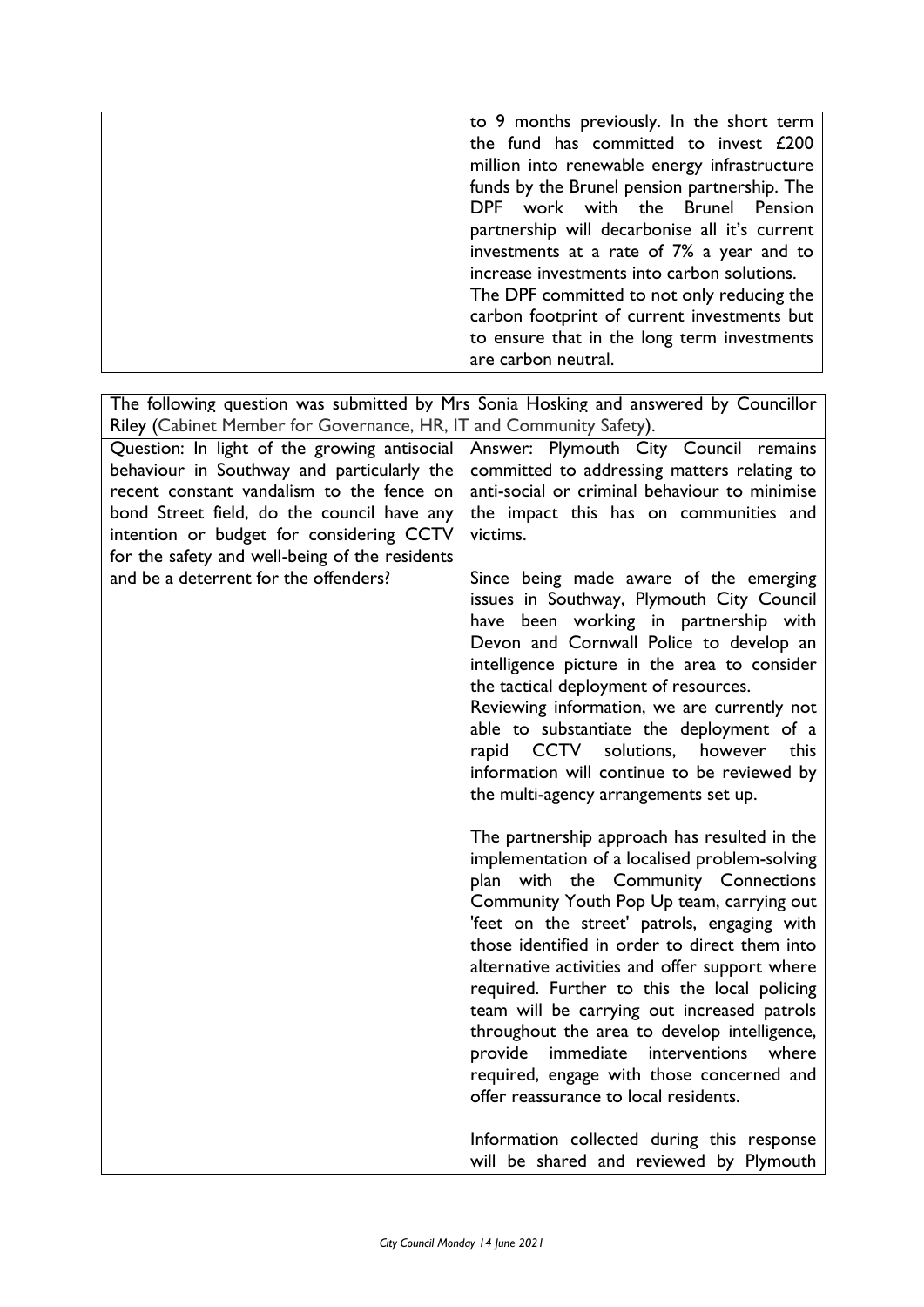| | |
|---|---|
| | to 9 months previously. In the short term the fund has committed to invest £200 million into renewable energy infrastructure funds by the Brunel pension partnership. The DPF work with the Brunel Pension partnership will decarbonise all it's current investments at a rate of 7% a year and to increase investments into carbon solutions.<br>The DPF committed to not only reducing the carbon footprint of current investments but to ensure that in the long term investments are carbon neutral. |

| The following question was submitted by Mrs Sonia Hosking and answered by Councillor Riley (Cabinet Member for Governance, HR, IT and Community Safety). | |
|---|---|
| Question: In light of the growing antisocial behaviour in Southway and particularly the recent constant vandalism to the fence on bond Street field, do the council have any intention or budget for considering CCTV for the safety and well-being of the residents and be a deterrent for the offenders? | Answer: Plymouth City Council remains committed to addressing matters relating to anti-social or criminal behaviour to minimise the impact this has on communities and victims.<br><br>Since being made aware of the emerging issues in Southway, Plymouth City Council have been working in partnership with Devon and Cornwall Police to develop an intelligence picture in the area to consider the tactical deployment of resources.<br>Reviewing information, we are currently not able to substantiate the deployment of a rapid CCTV solutions, however this information will continue to be reviewed by the multi-agency arrangements set up.<br><br>The partnership approach has resulted in the implementation of a localised problem-solving plan with the Community Connections Community Youth Pop Up team, carrying out 'feet on the street' patrols, engaging with those identified in order to direct them into alternative activities and offer support where required. Further to this the local policing team will be carrying out increased patrols throughout the area to develop intelligence, provide immediate interventions where required, engage with those concerned and offer reassurance to local residents.<br><br>Information collected during this response will be shared and reviewed by Plymouth |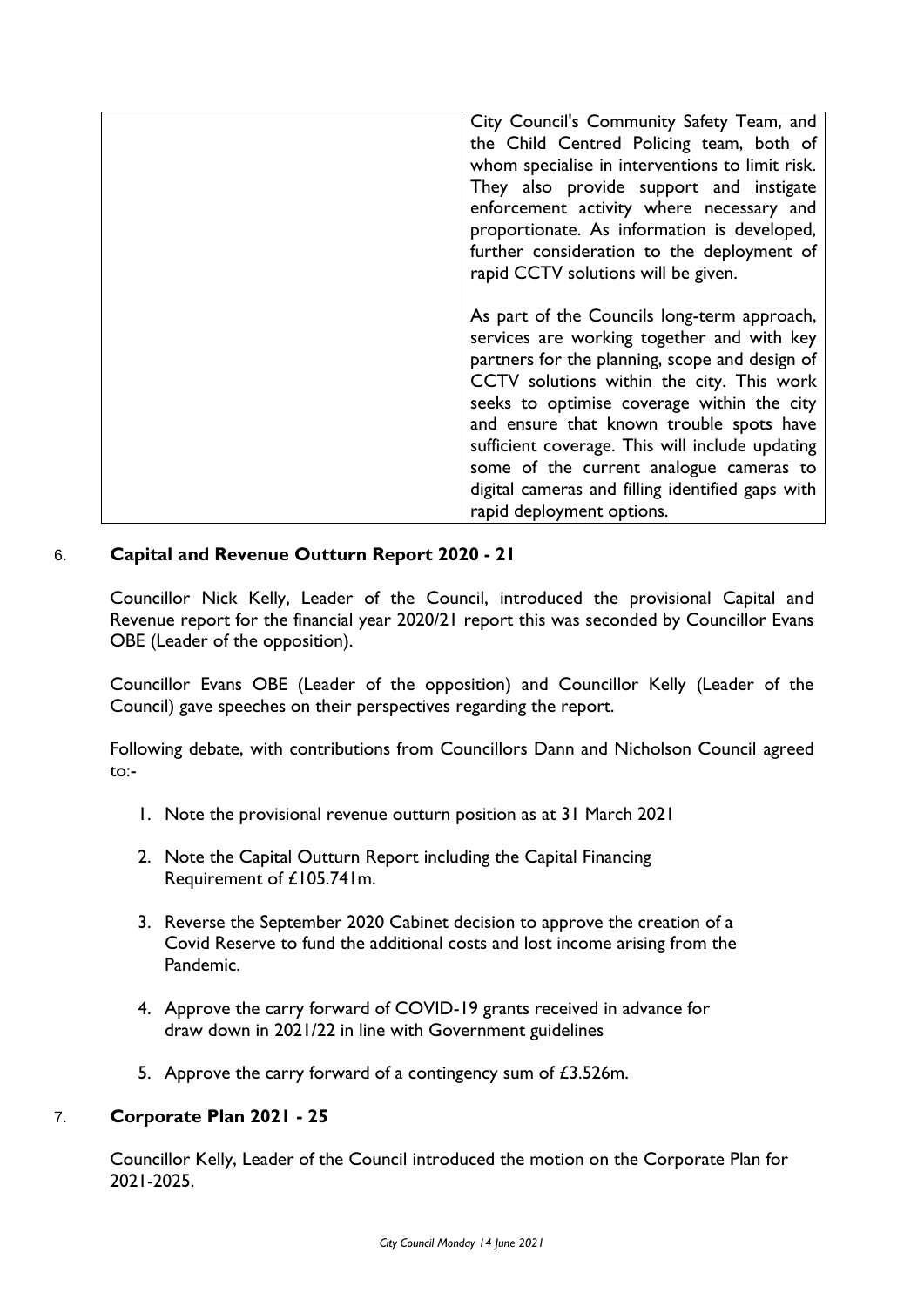| | City Council's Community Safety Team, and the Child Centred Policing team, both of whom specialise in interventions to limit risk. They also provide support and instigate enforcement activity where necessary and proportionate. As information is developed, further consideration to the deployment of rapid CCTV solutions will be given.<br><br>As part of the Councils long-term approach, services are working together and with key partners for the planning, scope and design of CCTV solutions within the city. This work seeks to optimise coverage within the city and ensure that known trouble spots have sufficient coverage. This will include updating some of the current analogue cameras to digital cameras and filling identified gaps with rapid deployment options. |
|---|---|

## 6. Capital and Revenue Outturn Report 2020 - 21

Councillor Nick Kelly, Leader of the Council, introduced the provisional Capital and Revenue report for the financial year 2020/21 report this was seconded by Councillor Evans OBE (Leader of the opposition).

Councillor Evans OBE (Leader of the opposition) and Councillor Kelly (Leader of the Council) gave speeches on their perspectives regarding the report.

Following debate, with contributions from Councillors Dann and Nicholson Council agreed to:-

1. Note the provisional revenue outturn position as at 31 March 2021
2. Note the Capital Outturn Report including the Capital Financing Requirement of £105.741m.
3. Reverse the September 2020 Cabinet decision to approve the creation of a Covid Reserve to fund the additional costs and lost income arising from the Pandemic.
4. Approve the carry forward of COVID-19 grants received in advance for draw down in 2021/22 in line with Government guidelines
5. Approve the carry forward of a contingency sum of £3.526m.

## 7. Corporate Plan 2021 - 25

Councillor Kelly, Leader of the Council introduced the motion on the Corporate Plan for 2021-2025.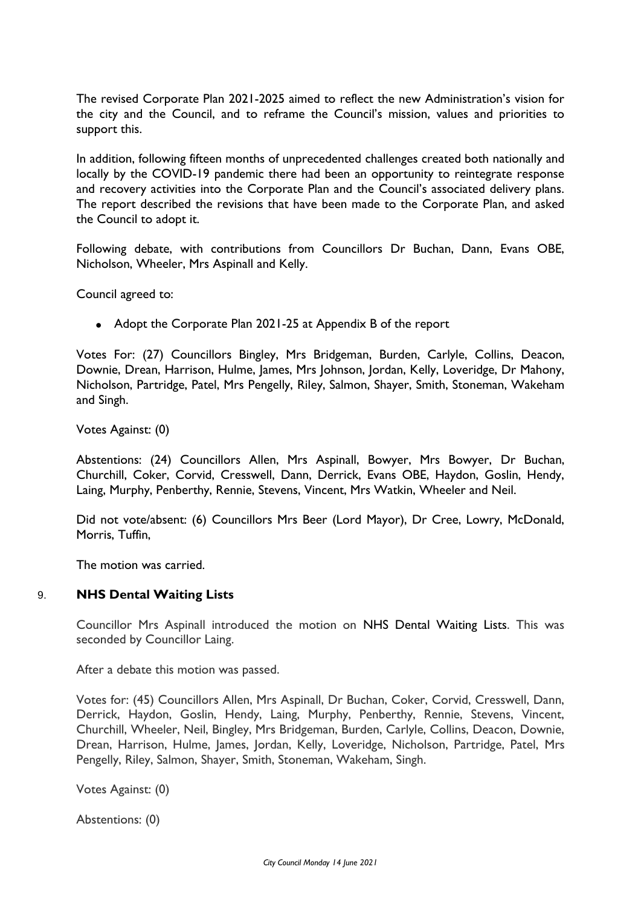The revised Corporate Plan 2021-2025 aimed to reflect the new Administration's vision for the city and the Council, and to reframe the Council's mission, values and priorities to support this.

In addition, following fifteen months of unprecedented challenges created both nationally and locally by the COVID-19 pandemic there had been an opportunity to reintegrate response and recovery activities into the Corporate Plan and the Council's associated delivery plans. The report described the revisions that have been made to the Corporate Plan, and asked the Council to adopt it.

Following debate, with contributions from Councillors Dr Buchan, Dann, Evans OBE, Nicholson, Wheeler, Mrs Aspinall and Kelly.

Council agreed to:

- Adopt the Corporate Plan 2021-25 at Appendix B of the report

Votes For: (27) Councillors Bingley, Mrs Bridgeman, Burden, Carlyle, Collins, Deacon, Downie, Drean, Harrison, Hulme, James, Mrs Johnson, Jordan, Kelly, Loveridge, Dr Mahony, Nicholson, Partridge, Patel, Mrs Pengelly, Riley, Salmon, Shayer, Smith, Stoneman, Wakeham and Singh.

Votes Against: (0)

Abstentions: (24) Councillors Allen, Mrs Aspinall, Bowyer, Mrs Bowyer, Dr Buchan, Churchill, Coker, Corvid, Cresswell, Dann, Derrick, Evans OBE, Haydon, Goslin, Hendy, Laing, Murphy, Penberthy, Rennie, Stevens, Vincent, Mrs Watkin, Wheeler and Neil.

Did not vote/absent: (6) Councillors Mrs Beer (Lord Mayor), Dr Cree, Lowry, McDonald, Morris, Tuffin,

The motion was carried.

## 9. **NHS Dental Waiting Lists**

Councillor Mrs Aspinall introduced the motion on NHS Dental Waiting Lists. This was seconded by Councillor Laing.

After a debate this motion was passed.

Votes for: (45) Councillors Allen, Mrs Aspinall, Dr Buchan, Coker, Corvid, Cresswell, Dann, Derrick, Haydon, Goslin, Hendy, Laing, Murphy, Penberthy, Rennie, Stevens, Vincent, Churchill, Wheeler, Neil, Bingley, Mrs Bridgeman, Burden, Carlyle, Collins, Deacon, Downie, Drean, Harrison, Hulme, James, Jordan, Kelly, Loveridge, Nicholson, Partridge, Patel, Mrs Pengelly, Riley, Salmon, Shayer, Smith, Stoneman, Wakeham, Singh.

Votes Against: (0)

Abstentions: (0)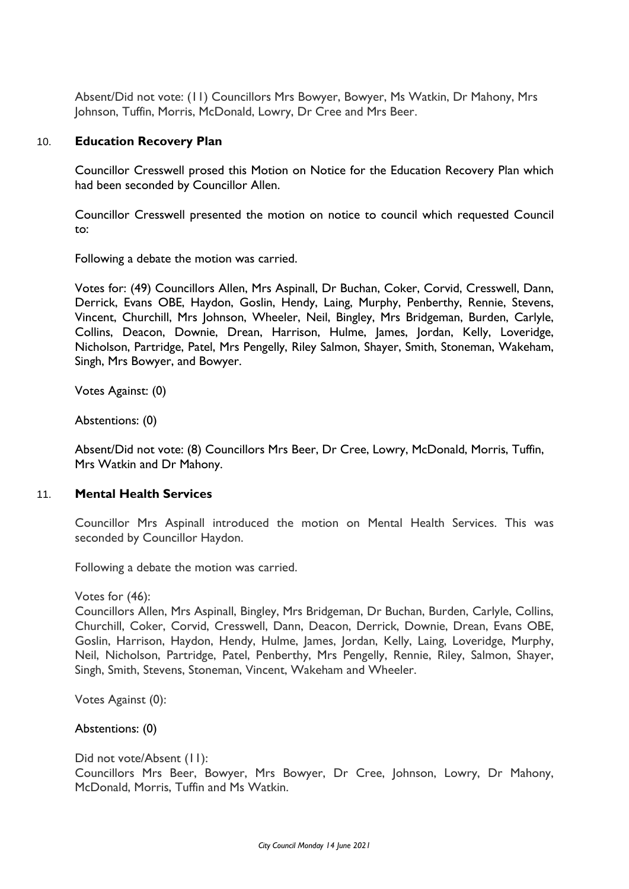Absent/Did not vote: (11) Councillors Mrs Bowyer, Bowyer, Ms Watkin, Dr Mahony, Mrs Johnson, Tuffin, Morris, McDonald, Lowry, Dr Cree and Mrs Beer.

10. **Education Recovery Plan**

Councillor Cresswell prosed this Motion on Notice for the Education Recovery Plan which had been seconded by Councillor Allen.

Councillor Cresswell presented the motion on notice to council which requested Council to:

Following a debate the motion was carried.

Votes for: (49) Councillors Allen, Mrs Aspinall, Dr Buchan, Coker, Corvid, Cresswell, Dann, Derrick, Evans OBE, Haydon, Goslin, Hendy, Laing, Murphy, Penberthy, Rennie, Stevens, Vincent, Churchill, Mrs Johnson, Wheeler, Neil, Bingley, Mrs Bridgeman, Burden, Carlyle, Collins, Deacon, Downie, Drean, Harrison, Hulme, James, Jordan, Kelly, Loveridge, Nicholson, Partridge, Patel, Mrs Pengelly, Riley Salmon, Shayer, Smith, Stoneman, Wakeham, Singh, Mrs Bowyer, and Bowyer.

Votes Against: (0)

Abstentions: (0)

Absent/Did not vote: (8) Councillors Mrs Beer, Dr Cree, Lowry, McDonald, Morris, Tuffin, Mrs Watkin and Dr Mahony.

11. **Mental Health Services**

Councillor Mrs Aspinall introduced the motion on Mental Health Services. This was seconded by Councillor Haydon.

Following a debate the motion was carried.

Votes for (46):
Councillors Allen, Mrs Aspinall, Bingley, Mrs Bridgeman, Dr Buchan, Burden, Carlyle, Collins, Churchill, Coker, Corvid, Cresswell, Dann, Deacon, Derrick, Downie, Drean, Evans OBE, Goslin, Harrison, Haydon, Hendy, Hulme, James, Jordan, Kelly, Laing, Loveridge, Murphy, Neil, Nicholson, Partridge, Patel, Penberthy, Mrs Pengelly, Rennie, Riley, Salmon, Shayer, Singh, Smith, Stevens, Stoneman, Vincent, Wakeham and Wheeler.

Votes Against (0):

Abstentions: (0)

Did not vote/Absent (11):
Councillors Mrs Beer, Bowyer, Mrs Bowyer, Dr Cree, Johnson, Lowry, Dr Mahony, McDonald, Morris, Tuffin and Ms Watkin.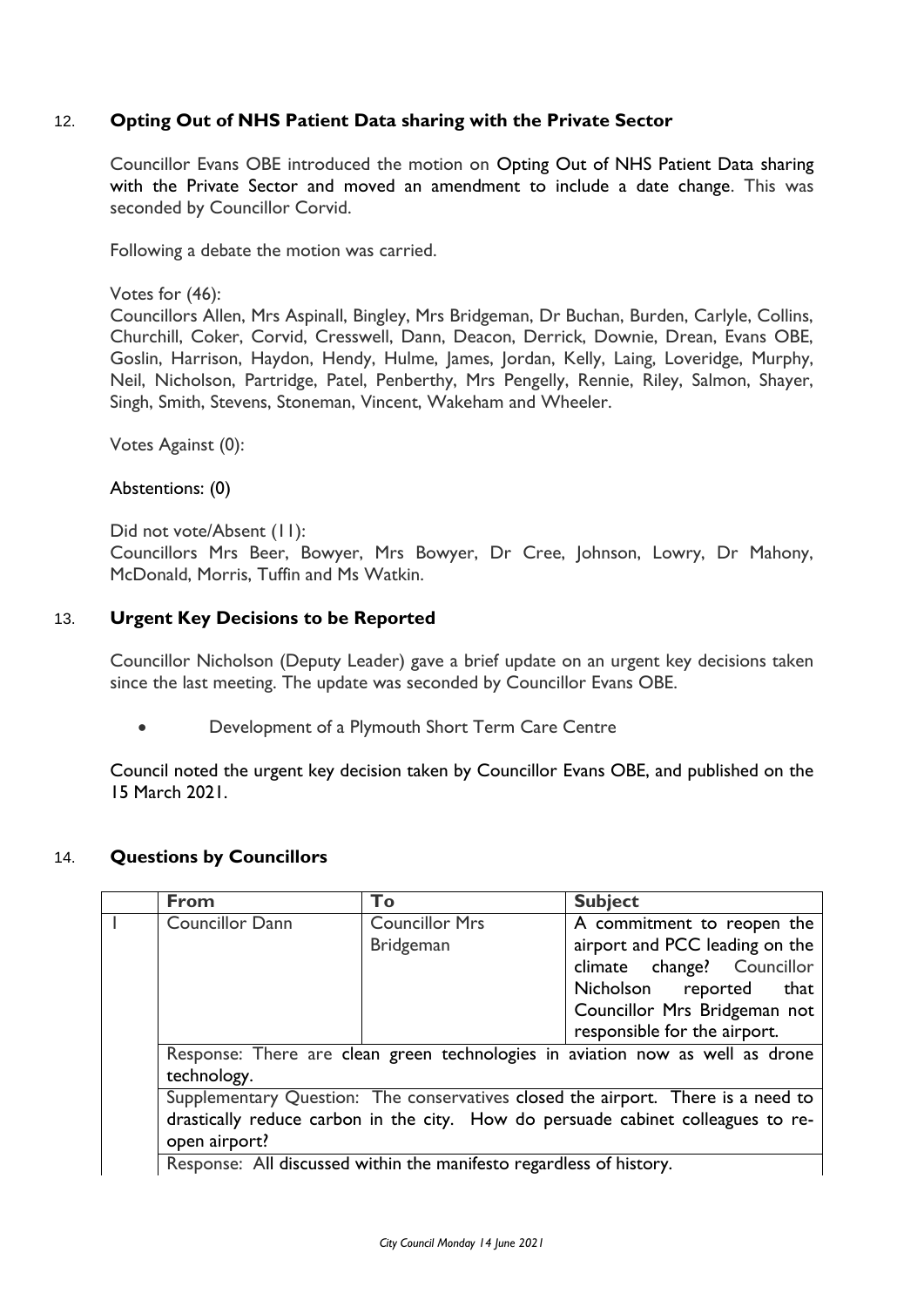## 12. Opting Out of NHS Patient Data sharing with the Private Sector

Councillor Evans OBE introduced the motion on Opting Out of NHS Patient Data sharing with the Private Sector and moved an amendment to include a date change. This was seconded by Councillor Corvid.

Following a debate the motion was carried.

Votes for (46):
Councillors Allen, Mrs Aspinall, Bingley, Mrs Bridgeman, Dr Buchan, Burden, Carlyle, Collins, Churchill, Coker, Corvid, Cresswell, Dann, Deacon, Derrick, Downie, Drean, Evans OBE, Goslin, Harrison, Haydon, Hendy, Hulme, James, Jordan, Kelly, Laing, Loveridge, Murphy, Neil, Nicholson, Partridge, Patel, Penberthy, Mrs Pengelly, Rennie, Riley, Salmon, Shayer, Singh, Smith, Stevens, Stoneman, Vincent, Wakeham and Wheeler.

Votes Against (0):

Abstentions: (0)

Did not vote/Absent (11):
Councillors Mrs Beer, Bowyer, Mrs Bowyer, Dr Cree, Johnson, Lowry, Dr Mahony, McDonald, Morris, Tuffin and Ms Watkin.

## 13. Urgent Key Decisions to be Reported

Councillor Nicholson (Deputy Leader) gave a brief update on an urgent key decisions taken since the last meeting. The update was seconded by Councillor Evans OBE.

- Development of a Plymouth Short Term Care Centre

Council noted the urgent key decision taken by Councillor Evans OBE, and published on the 15 March 2021.

## 14. Questions by Councillors

| | From | To | Subject |
|---|---|---|---|
| 1 | Councillor Dann | Councillor Mrs Bridgeman | A commitment to reopen the airport and PCC leading on the climate change? Councillor Nicholson reported that Councillor Mrs Bridgeman not responsible for the airport. |
| | Response: There are clean green technologies in aviation now as well as drone technology. | | |
| | Supplementary Question: The conservatives closed the airport. There is a need to drastically reduce carbon in the city. How do persuade cabinet colleagues to re-open airport? | | |
| | Response: All discussed within the manifesto regardless of history. | | |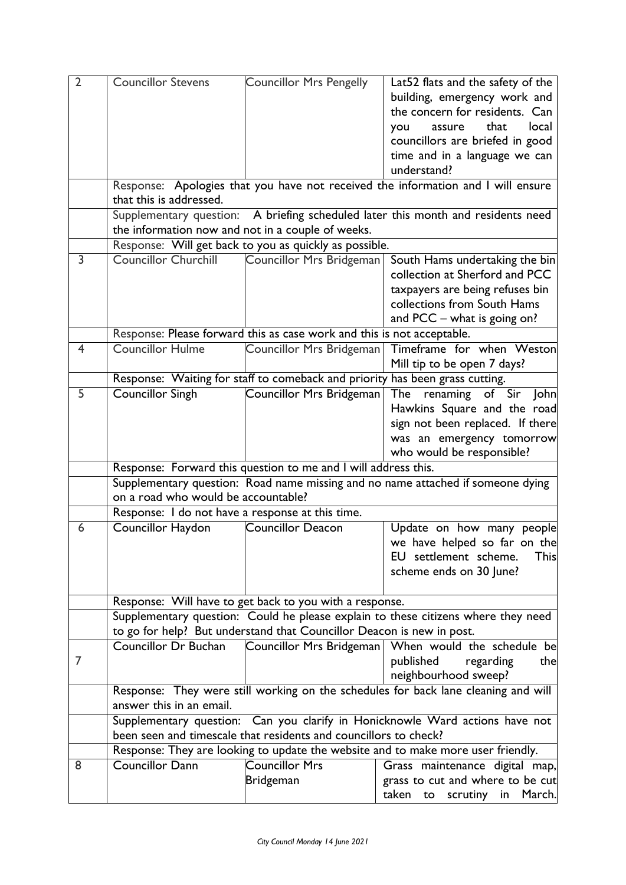| | | | |
|---|---|---|---|
| 2 | Councillor Stevens | Councillor Mrs Pengelly | Lat52 flats and the safety of the building, emergency work and the concern for residents. Can you assure that local councillors are briefed in good time and in a language we can understand? |
| | Response: Apologies that you have not received the information and I will ensure that this is addressed. | | |
| | Supplementary question: A briefing scheduled later this month and residents need the information now and not in a couple of weeks. | | |
| | Response: Will get back to you as quickly as possible. | | |
| 3 | Councillor Churchill | Councillor Mrs Bridgeman | South Hams undertaking the bin collection at Sherford and PCC taxpayers are being refuses bin collections from South Hams and PCC – what is going on? |
| | Response: Please forward this as case work and this is not acceptable. | | |
| 4 | Councillor Hulme | Councillor Mrs Bridgeman | Timeframe for when Weston Mill tip to be open 7 days? |
| | Response: Waiting for staff to comeback and priority has been grass cutting. | | |
| 5 | Councillor Singh | Councillor Mrs Bridgeman | The renaming of Sir John Hawkins Square and the road sign not been replaced. If there was an emergency tomorrow who would be responsible? |
| | Response: Forward this question to me and I will address this. | | |
| | Supplementary question: Road name missing and no name attached if someone dying on a road who would be accountable? | | |
| | Response: I do not have a response at this time. | | |
| 6 | Councillor Haydon | Councillor Deacon | Update on how many people we have helped so far on the EU settlement scheme. This scheme ends on 30 June? |
| | Response: Will have to get back to you with a response. | | |
| | Supplementary question: Could he please explain to these citizens where they need to go for help? But understand that Councillor Deacon is new in post. | | |
| 7 | Councillor Dr Buchan | Councillor Mrs Bridgeman | When would the schedule be published regarding the neighbourhood sweep? |
| | Response: They were still working on the schedules for back lane cleaning and will answer this in an email. | | |
| | Supplementary question: Can you clarify in Honicknowle Ward actions have not been seen and timescale that residents and councillors to check? | | |
| | Response: They are looking to update the website and to make more user friendly. | | |
| 8 | Councillor Dann | Councillor Mrs Bridgeman | Grass maintenance digital map, grass to cut and where to be cut taken to scrutiny in March. |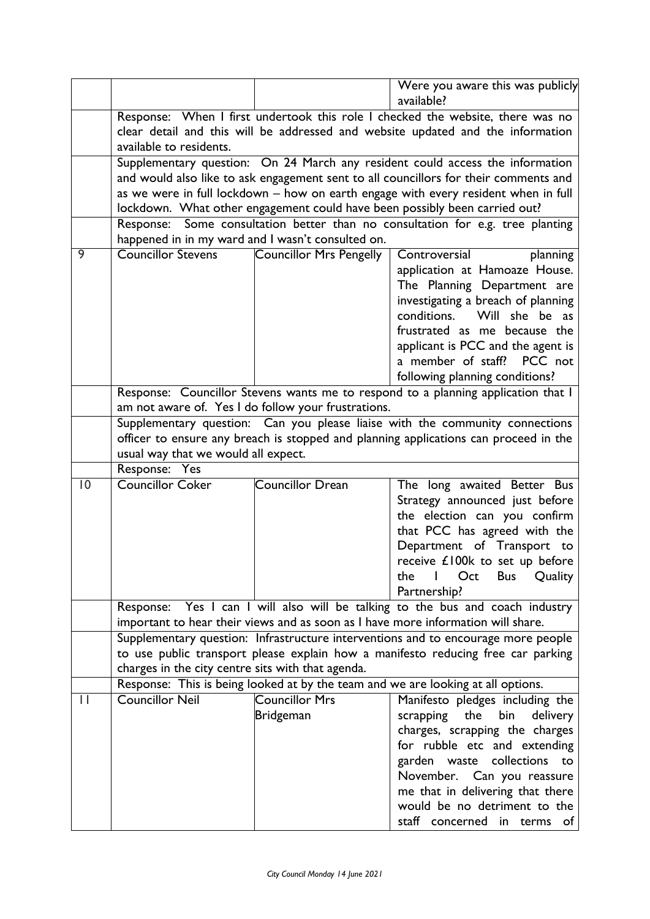| | | | |
|---|---|---|---|
| | | | Were you aware this was publicly available? |
| | Response: When I first undertook this role I checked the website, there was no clear detail and this will be addressed and website updated and the information available to residents. | | |
| | Supplementary question: On 24 March any resident could access the information and would also like to ask engagement sent to all councillors for their comments and as we were in full lockdown – how on earth engage with every resident when in full lockdown. What other engagement could have been possibly been carried out? | | |
| | Response: Some consultation better than no consultation for e.g. tree planting happened in in my ward and I wasn't consulted on. | | |
| 9 | Councillor Stevens | Councillor Mrs Pengelly | Controversial planning application at Hamoaze House. The Planning Department are investigating a breach of planning conditions. Will she be as frustrated as me because the applicant is PCC and the agent is a member of staff? PCC not following planning conditions? |
| | Response: Councillor Stevens wants me to respond to a planning application that I am not aware of. Yes I do follow your frustrations. | | |
| | Supplementary question: Can you please liaise with the community connections officer to ensure any breach is stopped and planning applications can proceed in the usual way that we would all expect. | | |
| | Response: Yes | | |
| 10 | Councillor Coker | Councillor Drean | The long awaited Better Bus Strategy announced just before the election can you confirm that PCC has agreed with the Department of Transport to receive £100k to set up before the 1 Oct Bus Quality Partnership? |
| | Response: Yes I can I will also will be talking to the bus and coach industry important to hear their views and as soon as I have more information will share. | | |
| | Supplementary question: Infrastructure interventions and to encourage more people to use public transport please explain how a manifesto reducing free car parking charges in the city centre sits with that agenda. | | |
| | Response: This is being looked at by the team and we are looking at all options. | | |
| 11 | Councillor Neil | Councillor Mrs Bridgeman | Manifesto pledges including the scrapping the bin delivery charges, scrapping the charges for rubble etc and extending garden waste collections to November. Can you reassure me that in delivering that there would be no detriment to the staff concerned in terms of |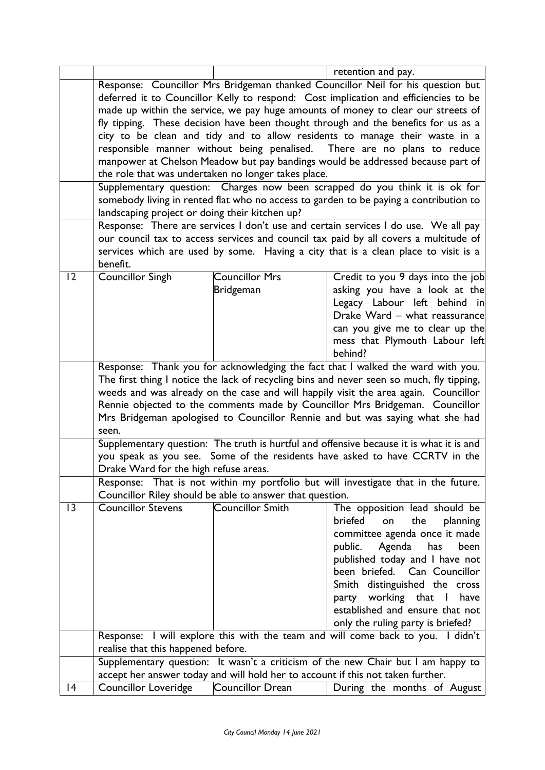| | | | retention and pay. |
|---|---|---|---|
| | Response: Councillor Mrs Bridgeman thanked Councillor Neil for his question but deferred it to Councillor Kelly to respond: Cost implication and efficiencies to be made up within the service, we pay huge amounts of money to clear our streets of fly tipping. These decision have been thought through and the benefits for us as a city to be clean and tidy and to allow residents to manage their waste in a responsible manner without being penalised. There are no plans to reduce manpower at Chelson Meadow but pay bandings would be addressed because part of the role that was undertaken no longer takes place. | | |
| | Supplementary question: Charges now been scrapped do you think it is ok for somebody living in rented flat who no access to garden to be paying a contribution to landscaping project or doing their kitchen up? | | |
| | Response: There are services I don't use and certain services I do use. We all pay our council tax to access services and council tax paid by all covers a multitude of services which are used by some. Having a city that is a clean place to visit is a benefit. | | |
| 12 | Councillor Singh | Councillor Mrs Bridgeman | Credit to you 9 days into the job asking you have a look at the Legacy Labour left behind in Drake Ward – what reassurance can you give me to clear up the mess that Plymouth Labour left behind? |
| | Response: Thank you for acknowledging the fact that I walked the ward with you. The first thing I notice the lack of recycling bins and never seen so much, fly tipping, weeds and was already on the case and will happily visit the area again. Councillor Rennie objected to the comments made by Councillor Mrs Bridgeman. Councillor Mrs Bridgeman apologised to Councillor Rennie and but was saying what she had seen. | | |
| | Supplementary question: The truth is hurtful and offensive because it is what it is and you speak as you see. Some of the residents have asked to have CCRTV in the Drake Ward for the high refuse areas. | | |
| | Response: That is not within my portfolio but will investigate that in the future. Councillor Riley should be able to answer that question. | | |
| 13 | Councillor Stevens | Councillor Smith | The opposition lead should be briefed on the planning committee agenda once it made public. Agenda has been published today and I have not been briefed. Can Councillor Smith distinguished the cross party working that I have established and ensure that not only the ruling party is briefed? |
| | Response: I will explore this with the team and will come back to you. I didn't realise that this happened before. | | |
| | Supplementary question: It wasn't a criticism of the new Chair but I am happy to accept her answer today and will hold her to account if this not taken further. | | |
| 14 | Councillor Loveridge | Councillor Drean | During the months of August |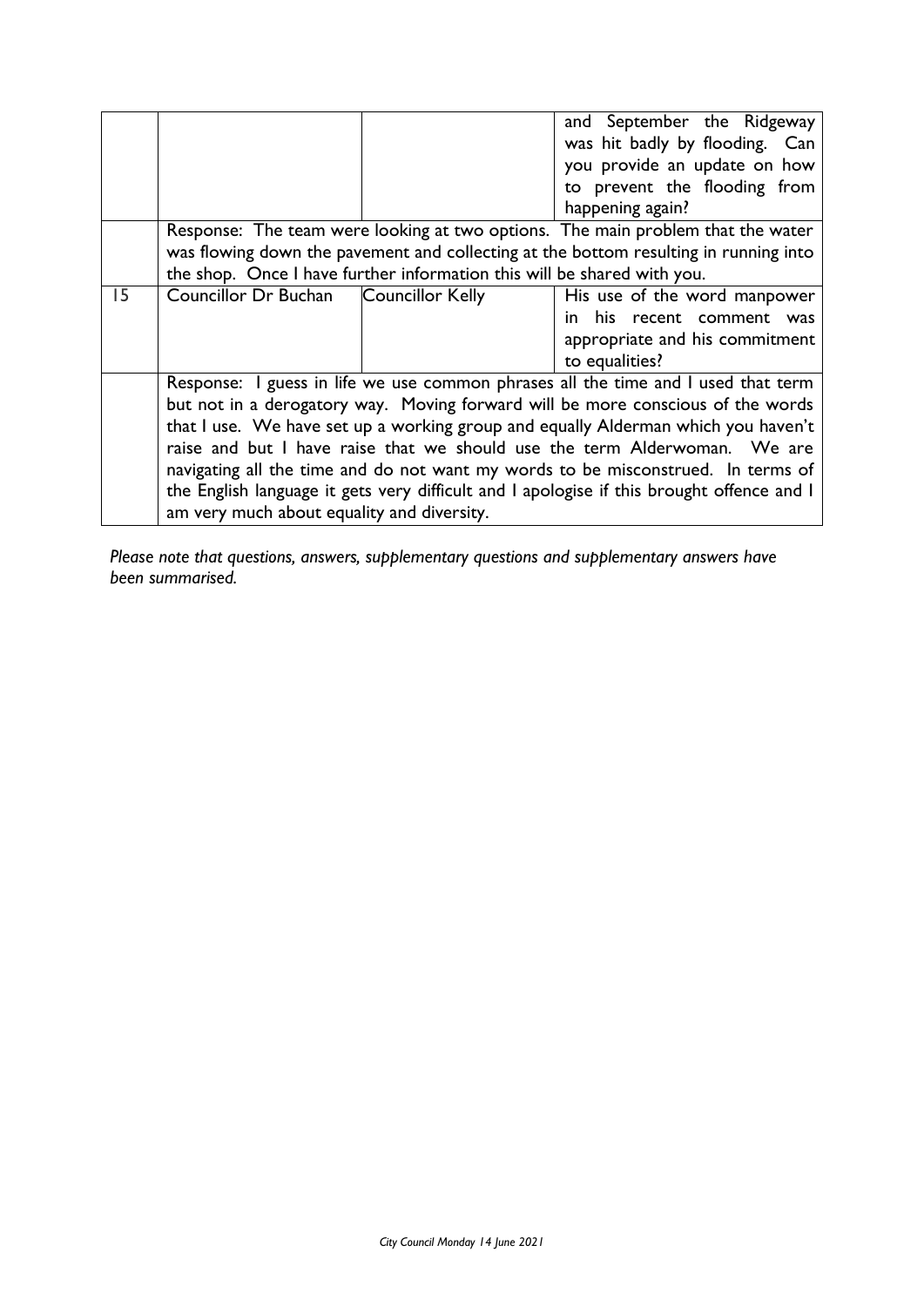| | | | |
|---|---|---|---|
| | | | and September the Ridgeway was hit badly by flooding. Can you provide an update on how to prevent the flooding from happening again? |
| | Response: The team were looking at two options. The main problem that the water was flowing down the pavement and collecting at the bottom resulting in running into the shop. Once I have further information this will be shared with you. | | |
| 15 | Councillor Dr Buchan | Councillor Kelly | His use of the word manpower in his recent comment was appropriate and his commitment to equalities? |
| | Response: I guess in life we use common phrases all the time and I used that term but not in a derogatory way. Moving forward will be more conscious of the words that I use. We have set up a working group and equally Alderman which you haven't raise and but I have raise that we should use the term Alderwoman. We are navigating all the time and do not want my words to be misconstrued. In terms of the English language it gets very difficult and I apologise if this brought offence and I am very much about equality and diversity. | | |

*Please note that questions, answers, supplementary questions and supplementary answers have been summarised.*